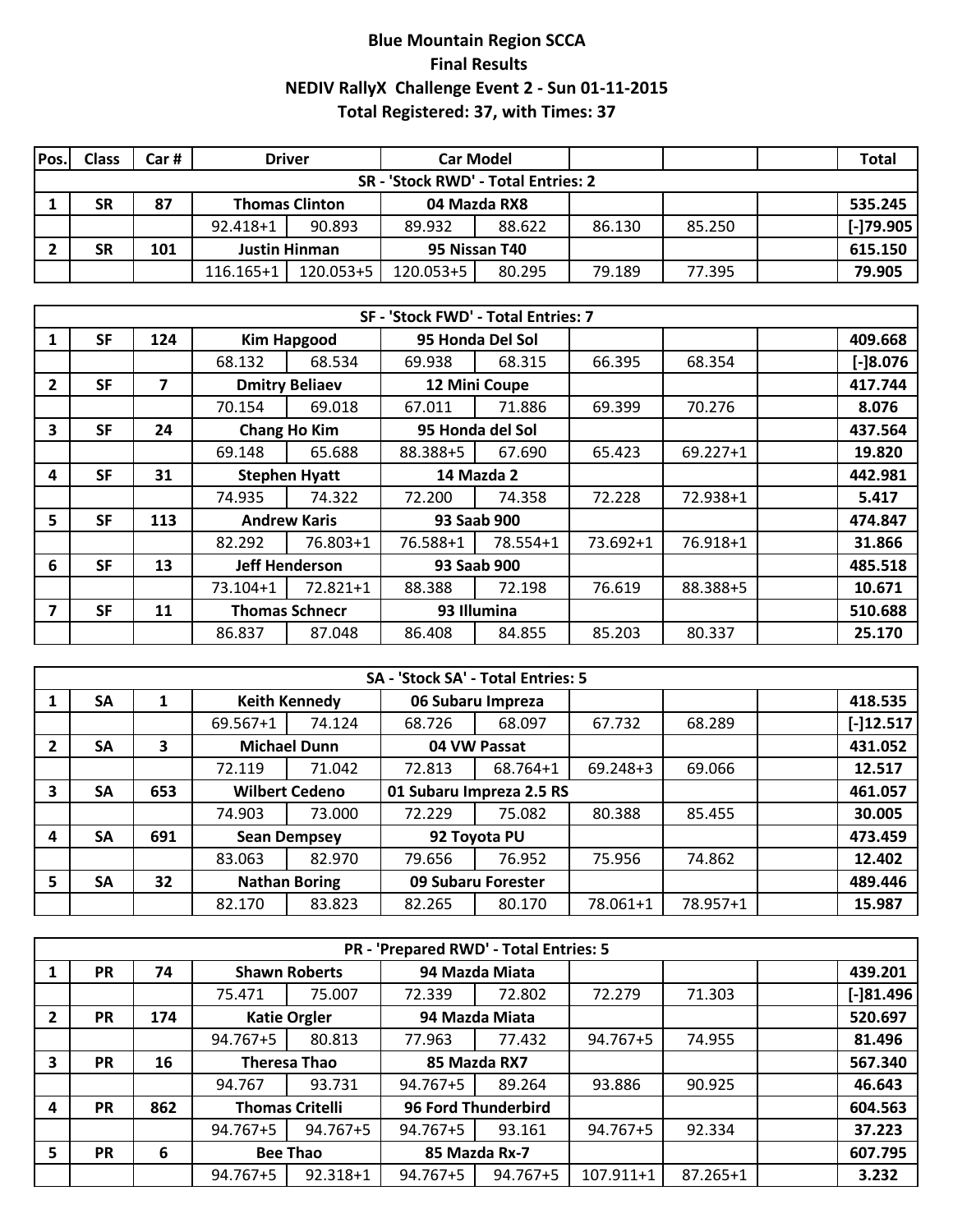# Blue Mountain Region SCCA
## Final Results
## NEDIV RallyX Challenge Event 2 - Sun 01-11-2015
## Total Registered: 37, with Times: 37

| Pos. | Class | Car # | Driver | | Car Model | | | | | Total |
|---|---|---|---|---|---|---|---|---|---|---|
| **SR - 'Stock RWD' - Total Entries: 2** | | | | | | | | | | |
| **1** | **SR** | **87** | **Thomas Clinton** | | **04 Mazda RX8** | | | | | **535.245** |
| | | | 92.418+1 | 90.893 | 89.932 | 88.622 | 86.130 | 85.250 | | **[-]79.905** |
| **2** | **SR** | **101** | **Justin Hinman** | | **95 Nissan T40** | | | | | **615.150** |
| | | | 116.165+1 | 120.053+5 | 120.053+5 | 80.295 | 79.189 | 77.395 | | **79.905** |
| **SF - 'Stock FWD' - Total Entries: 7** | | | | | | | | | | |
| **1** | **SF** | **124** | **Kim Hapgood** | | **95 Honda Del Sol** | | | | | **409.668** |
| | | | 68.132 | 68.534 | 69.938 | 68.315 | 66.395 | 68.354 | | **[-]8.076** |
| **2** | **SF** | **7** | **Dmitry Beliaev** | | **12 Mini Coupe** | | | | | **417.744** |
| | | | 70.154 | 69.018 | 67.011 | 71.886 | 69.399 | 70.276 | | **8.076** |
| **3** | **SF** | **24** | **Chang Ho Kim** | | **95 Honda del Sol** | | | | | **437.564** |
| | | | 69.148 | 65.688 | 88.388+5 | 67.690 | 65.423 | 69.227+1 | | **19.820** |
| **4** | **SF** | **31** | **Stephen Hyatt** | | **14 Mazda 2** | | | | | **442.981** |
| | | | 74.935 | 74.322 | 72.200 | 74.358 | 72.228 | 72.938+1 | | **5.417** |
| **5** | **SF** | **113** | **Andrew Karis** | | **93 Saab 900** | | | | | **474.847** |
| | | | 82.292 | 76.803+1 | 76.588+1 | 78.554+1 | 73.692+1 | 76.918+1 | | **31.866** |
| **6** | **SF** | **13** | **Jeff Henderson** | | **93 Saab 900** | | | | | **485.518** |
| | | | 73.104+1 | 72.821+1 | 88.388 | 72.198 | 76.619 | 88.388+5 | | **10.671** |
| **7** | **SF** | **11** | **Thomas Schnecr** | | **93 Illumina** | | | | | **510.688** |
| | | | 86.837 | 87.048 | 86.408 | 84.855 | 85.203 | 80.337 | | **25.170** |
| **SA - 'Stock SA' - Total Entries: 5** | | | | | | | | | | |
| **1** | **SA** | **1** | **Keith Kennedy** | | **06 Subaru Impreza** | | | | | **418.535** |
| | | | 69.567+1 | 74.124 | 68.726 | 68.097 | 67.732 | 68.289 | | **[-]12.517** |
| **2** | **SA** | **3** | **Michael Dunn** | | **04 VW Passat** | | | | | **431.052** |
| | | | 72.119 | 71.042 | 72.813 | 68.764+1 | 69.248+3 | 69.066 | | **12.517** |
| **3** | **SA** | **653** | **Wilbert Cedeno** | | **01 Subaru Impreza 2.5 RS** | | | | | **461.057** |
| | | | 74.903 | 73.000 | 72.229 | 75.082 | 80.388 | 85.455 | | **30.005** |
| **4** | **SA** | **691** | **Sean Dempsey** | | **92 Toyota PU** | | | | | **473.459** |
| | | | 83.063 | 82.970 | 79.656 | 76.952 | 75.956 | 74.862 | | **12.402** |
| **5** | **SA** | **32** | **Nathan Boring** | | **09 Subaru Forester** | | | | | **489.446** |
| | | | 82.170 | 83.823 | 82.265 | 80.170 | 78.061+1 | 78.957+1 | | **15.987** |
| **PR - 'Prepared RWD' - Total Entries: 5** | | | | | | | | | | |
| **1** | **PR** | **74** | **Shawn Roberts** | | **94 Mazda Miata** | | | | | **439.201** |
| | | | 75.471 | 75.007 | 72.339 | 72.802 | 72.279 | 71.303 | | **[-]81.496** |
| **2** | **PR** | **174** | **Katie Orgler** | | **94 Mazda Miata** | | | | | **520.697** |
| | | | 94.767+5 | 80.813 | 77.963 | 77.432 | 94.767+5 | 74.955 | | **81.496** |
| **3** | **PR** | **16** | **Theresa Thao** | | **85 Mazda RX7** | | | | | **567.340** |
| | | | 94.767 | 93.731 | 94.767+5 | 89.264 | 93.886 | 90.925 | | **46.643** |
| **4** | **PR** | **862** | **Thomas Critelli** | | **96 Ford Thunderbird** | | | | | **604.563** |
| | | | 94.767+5 | 94.767+5 | 94.767+5 | 93.161 | 94.767+5 | 92.334 | | **37.223** |
| **5** | **PR** | **6** | **Bee Thao** | | **85 Mazda Rx-7** | | | | | **607.795** |
| | | | 94.767+5 | 92.318+1 | 94.767+5 | 94.767+5 | 107.911+1 | 87.265+1 | | **3.232** |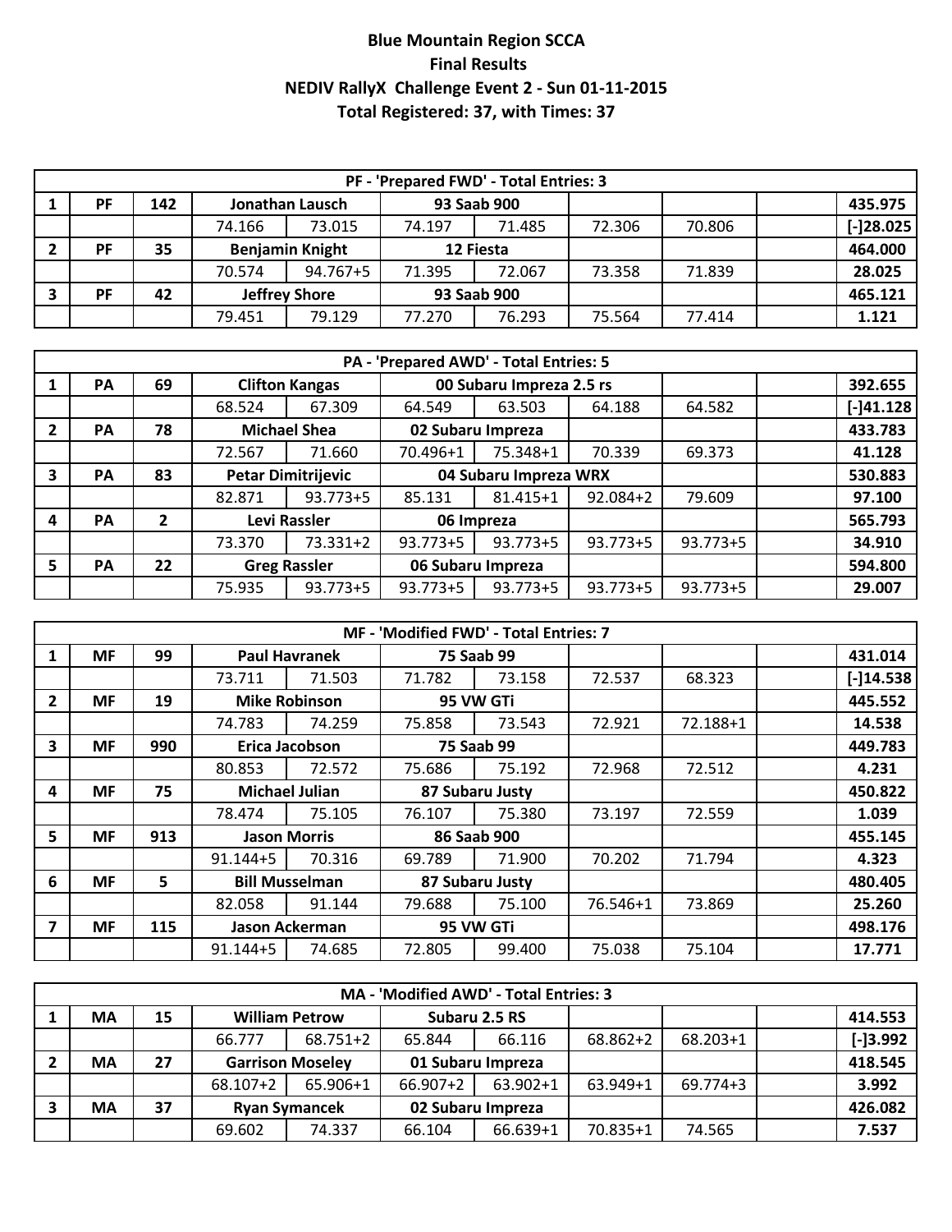**Blue Mountain Region SCCA**
**Final Results**
**NEDIV RallyX Challenge Event 2 - Sun 01-11-2015**
**Total Registered: 37, with Times: 37**

| PF - 'Prepared FWD' - Total Entries: 3 | | | | | | | | | | |
|---|---|---|---|---|---|---|---|---|---|---|
| 1 | PF | 142 | Jonathan Lausch | | 93 Saab 900 | | | | | 435.975 |
| | | | 74.166 | 73.015 | 74.197 | 71.485 | 72.306 | 70.806 | | [-]28.025 |
| 2 | PF | 35 | Benjamin Knight | | 12 Fiesta | | | | | 464.000 |
| | | | 70.574 | 94.767+5 | 71.395 | 72.067 | 73.358 | 71.839 | | 28.025 |
| 3 | PF | 42 | Jeffrey Shore | | 93 Saab 900 | | | | | 465.121 |
| | | | 79.451 | 79.129 | 77.270 | 76.293 | 75.564 | 77.414 | | 1.121 |

| PA - 'Prepared AWD' - Total Entries: 5 | | | | | | | | | | |
|---|---|---|---|---|---|---|---|---|---|---|
| 1 | PA | 69 | Clifton Kangas | | 00 Subaru Impreza 2.5 rs | | | | | 392.655 |
| | | | 68.524 | 67.309 | 64.549 | 63.503 | 64.188 | 64.582 | | [-]41.128 |
| 2 | PA | 78 | Michael Shea | | 02 Subaru Impreza | | | | | 433.783 |
| | | | 72.567 | 71.660 | 70.496+1 | 75.348+1 | 70.339 | 69.373 | | 41.128 |
| 3 | PA | 83 | Petar Dimitrijevic | | 04 Subaru Impreza WRX | | | | | 530.883 |
| | | | 82.871 | 93.773+5 | 85.131 | 81.415+1 | 92.084+2 | 79.609 | | 97.100 |
| 4 | PA | 2 | Levi Rassler | | 06 Impreza | | | | | 565.793 |
| | | | 73.370 | 73.331+2 | 93.773+5 | 93.773+5 | 93.773+5 | 93.773+5 | | 34.910 |
| 5 | PA | 22 | Greg Rassler | | 06 Subaru Impreza | | | | | 594.800 |
| | | | 75.935 | 93.773+5 | 93.773+5 | 93.773+5 | 93.773+5 | 93.773+5 | | 29.007 |

| MF - 'Modified FWD' - Total Entries: 7 | | | | | | | | | | |
|---|---|---|---|---|---|---|---|---|---|---|
| 1 | MF | 99 | Paul Havranek | | 75 Saab 99 | | | | | 431.014 |
| | | | 73.711 | 71.503 | 71.782 | 73.158 | 72.537 | 68.323 | | [-]14.538 |
| 2 | MF | 19 | Mike Robinson | | 95 VW GTi | | | | | 445.552 |
| | | | 74.783 | 74.259 | 75.858 | 73.543 | 72.921 | 72.188+1 | | 14.538 |
| 3 | MF | 990 | Erica Jacobson | | 75 Saab 99 | | | | | 449.783 |
| | | | 80.853 | 72.572 | 75.686 | 75.192 | 72.968 | 72.512 | | 4.231 |
| 4 | MF | 75 | Michael Julian | | 87 Subaru Justy | | | | | 450.822 |
| | | | 78.474 | 75.105 | 76.107 | 75.380 | 73.197 | 72.559 | | 1.039 |
| 5 | MF | 913 | Jason Morris | | 86 Saab 900 | | | | | 455.145 |
| | | | 91.144+5 | 70.316 | 69.789 | 71.900 | 70.202 | 71.794 | | 4.323 |
| 6 | MF | 5 | Bill Musselman | | 87 Subaru Justy | | | | | 480.405 |
| | | | 82.058 | 91.144 | 79.688 | 75.100 | 76.546+1 | 73.869 | | 25.260 |
| 7 | MF | 115 | Jason Ackerman | | 95 VW GTi | | | | | 498.176 |
| | | | 91.144+5 | 74.685 | 72.805 | 99.400 | 75.038 | 75.104 | | 17.771 |

| MA - 'Modified AWD' - Total Entries: 3 | | | | | | | | | | |
|---|---|---|---|---|---|---|---|---|---|---|
| 1 | MA | 15 | William Petrow | | Subaru 2.5 RS | | | | | 414.553 |
| | | | 66.777 | 68.751+2 | 65.844 | 66.116 | 68.862+2 | 68.203+1 | | [-]3.992 |
| 2 | MA | 27 | Garrison Moseley | | 01 Subaru Impreza | | | | | 418.545 |
| | | | 68.107+2 | 65.906+1 | 66.907+2 | 63.902+1 | 63.949+1 | 69.774+3 | | 3.992 |
| 3 | MA | 37 | Ryan Symancek | | 02 Subaru Impreza | | | | | 426.082 |
| | | | 69.602 | 74.337 | 66.104 | 66.639+1 | 70.835+1 | 74.565 | | 7.537 |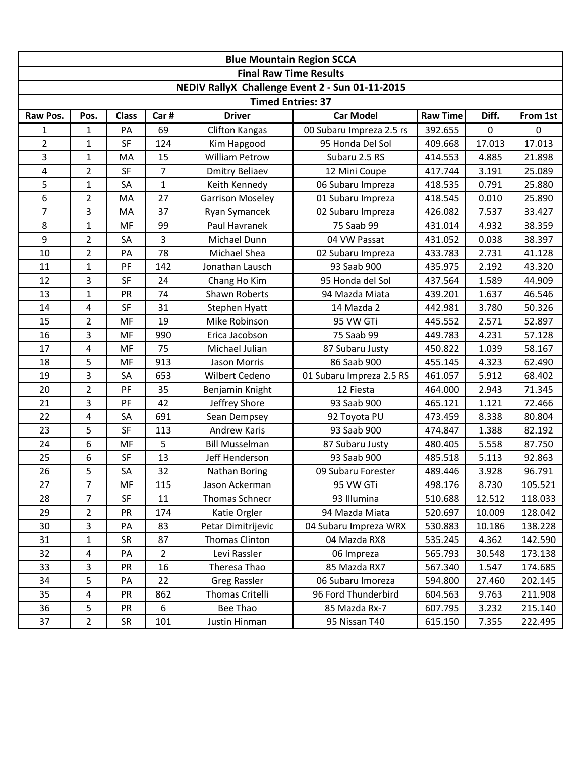**Blue Mountain Region SCCA**

**Final Raw Time Results**

**NEDIV RallyX Challenge Event 2 - Sun 01-11-2015**

**Timed Entries: 37**

| Raw Pos. | Pos. | Class | Car # | Driver | Car Model | Raw Time | Diff. | From 1st |
|---|---|---|---|---|---|---|---|---|
| 1 | 1 | PA | 69 | Clifton Kangas | 00 Subaru Impreza 2.5 rs | 392.655 | 0 | 0 |
| 2 | 1 | SF | 124 | Kim Hapgood | 95 Honda Del Sol | 409.668 | 17.013 | 17.013 |
| 3 | 1 | MA | 15 | William Petrow | Subaru 2.5 RS | 414.553 | 4.885 | 21.898 |
| 4 | 2 | SF | 7 | Dmitry Beliaev | 12 Mini Coupe | 417.744 | 3.191 | 25.089 |
| 5 | 1 | SA | 1 | Keith Kennedy | 06 Subaru Impreza | 418.535 | 0.791 | 25.880 |
| 6 | 2 | MA | 27 | Garrison Moseley | 01 Subaru Impreza | 418.545 | 0.010 | 25.890 |
| 7 | 3 | MA | 37 | Ryan Symancek | 02 Subaru Impreza | 426.082 | 7.537 | 33.427 |
| 8 | 1 | MF | 99 | Paul Havranek | 75 Saab 99 | 431.014 | 4.932 | 38.359 |
| 9 | 2 | SA | 3 | Michael Dunn | 04 VW Passat | 431.052 | 0.038 | 38.397 |
| 10 | 2 | PA | 78 | Michael Shea | 02 Subaru Impreza | 433.783 | 2.731 | 41.128 |
| 11 | 1 | PF | 142 | Jonathan Lausch | 93 Saab 900 | 435.975 | 2.192 | 43.320 |
| 12 | 3 | SF | 24 | Chang Ho Kim | 95 Honda del Sol | 437.564 | 1.589 | 44.909 |
| 13 | 1 | PR | 74 | Shawn Roberts | 94 Mazda Miata | 439.201 | 1.637 | 46.546 |
| 14 | 4 | SF | 31 | Stephen Hyatt | 14 Mazda 2 | 442.981 | 3.780 | 50.326 |
| 15 | 2 | MF | 19 | Mike Robinson | 95 VW GTi | 445.552 | 2.571 | 52.897 |
| 16 | 3 | MF | 990 | Erica Jacobson | 75 Saab 99 | 449.783 | 4.231 | 57.128 |
| 17 | 4 | MF | 75 | Michael Julian | 87 Subaru Justy | 450.822 | 1.039 | 58.167 |
| 18 | 5 | MF | 913 | Jason Morris | 86 Saab 900 | 455.145 | 4.323 | 62.490 |
| 19 | 3 | SA | 653 | Wilbert Cedeno | 01 Subaru Impreza 2.5 RS | 461.057 | 5.912 | 68.402 |
| 20 | 2 | PF | 35 | Benjamin Knight | 12 Fiesta | 464.000 | 2.943 | 71.345 |
| 21 | 3 | PF | 42 | Jeffrey Shore | 93 Saab 900 | 465.121 | 1.121 | 72.466 |
| 22 | 4 | SA | 691 | Sean Dempsey | 92 Toyota PU | 473.459 | 8.338 | 80.804 |
| 23 | 5 | SF | 113 | Andrew Karis | 93 Saab 900 | 474.847 | 1.388 | 82.192 |
| 24 | 6 | MF | 5 | Bill Musselman | 87 Subaru Justy | 480.405 | 5.558 | 87.750 |
| 25 | 6 | SF | 13 | Jeff Henderson | 93 Saab 900 | 485.518 | 5.113 | 92.863 |
| 26 | 5 | SA | 32 | Nathan Boring | 09 Subaru Forester | 489.446 | 3.928 | 96.791 |
| 27 | 7 | MF | 115 | Jason Ackerman | 95 VW GTi | 498.176 | 8.730 | 105.521 |
| 28 | 7 | SF | 11 | Thomas Schnecr | 93 Illumina | 510.688 | 12.512 | 118.033 |
| 29 | 2 | PR | 174 | Katie Orgler | 94 Mazda Miata | 520.697 | 10.009 | 128.042 |
| 30 | 3 | PA | 83 | Petar Dimitrijevic | 04 Subaru Impreza WRX | 530.883 | 10.186 | 138.228 |
| 31 | 1 | SR | 87 | Thomas Clinton | 04 Mazda RX8 | 535.245 | 4.362 | 142.590 |
| 32 | 4 | PA | 2 | Levi Rassler | 06 Impreza | 565.793 | 30.548 | 173.138 |
| 33 | 3 | PR | 16 | Theresa Thao | 85 Mazda RX7 | 567.340 | 1.547 | 174.685 |
| 34 | 5 | PA | 22 | Greg Rassler | 06 Subaru Imoreza | 594.800 | 27.460 | 202.145 |
| 35 | 4 | PR | 862 | Thomas Critelli | 96 Ford Thunderbird | 604.563 | 9.763 | 211.908 |
| 36 | 5 | PR | 6 | Bee Thao | 85 Mazda Rx-7 | 607.795 | 3.232 | 215.140 |
| 37 | 2 | SR | 101 | Justin Hinman | 95 Nissan T40 | 615.150 | 7.355 | 222.495 |